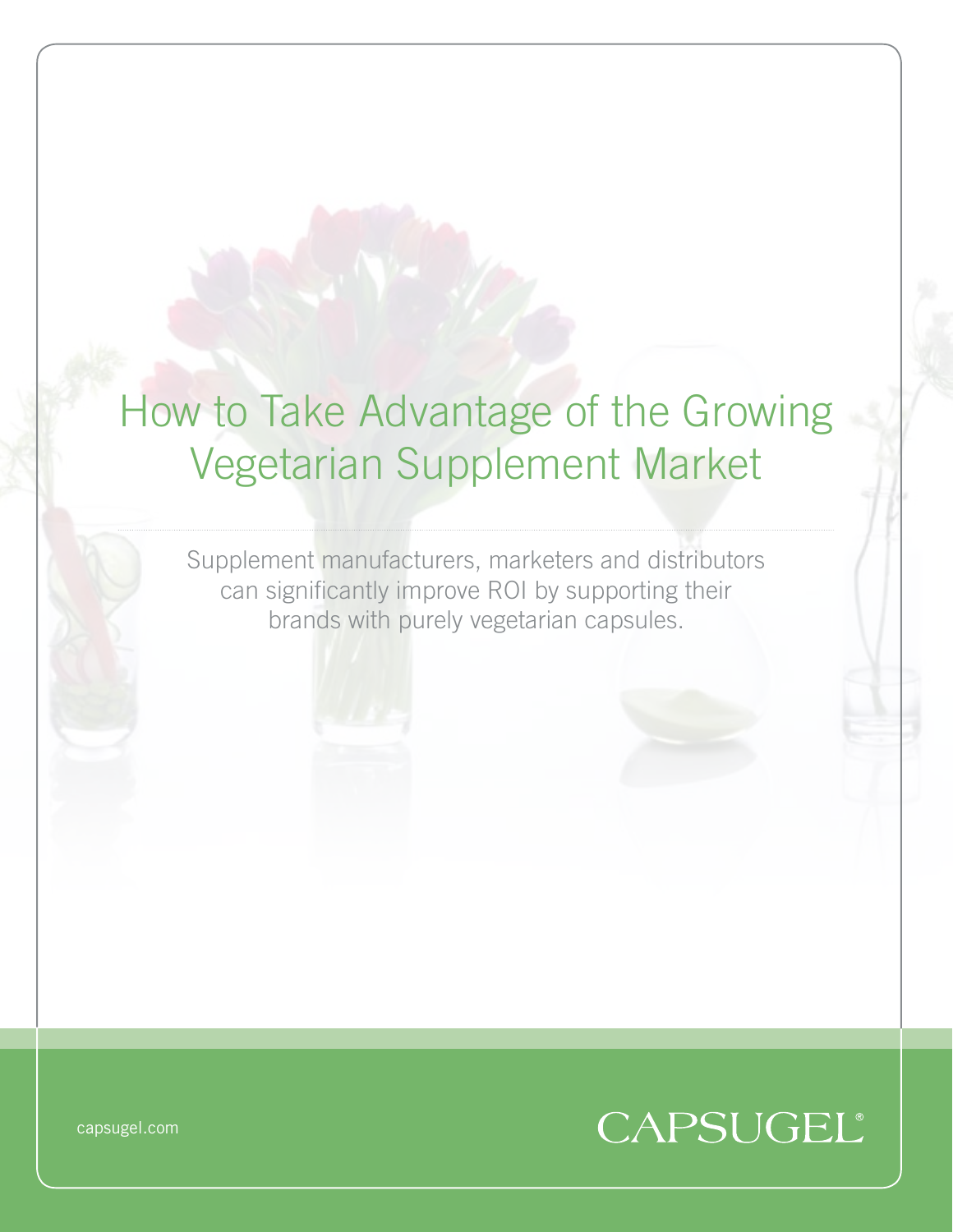# How to Take Advantage of the Growing Vegetarian Supplement Market

Supplement manufacturers, marketers and distributors can significantly improve ROI by supporting their brands with purely vegetarian capsules.

capsugel.com

CAPSUGEL®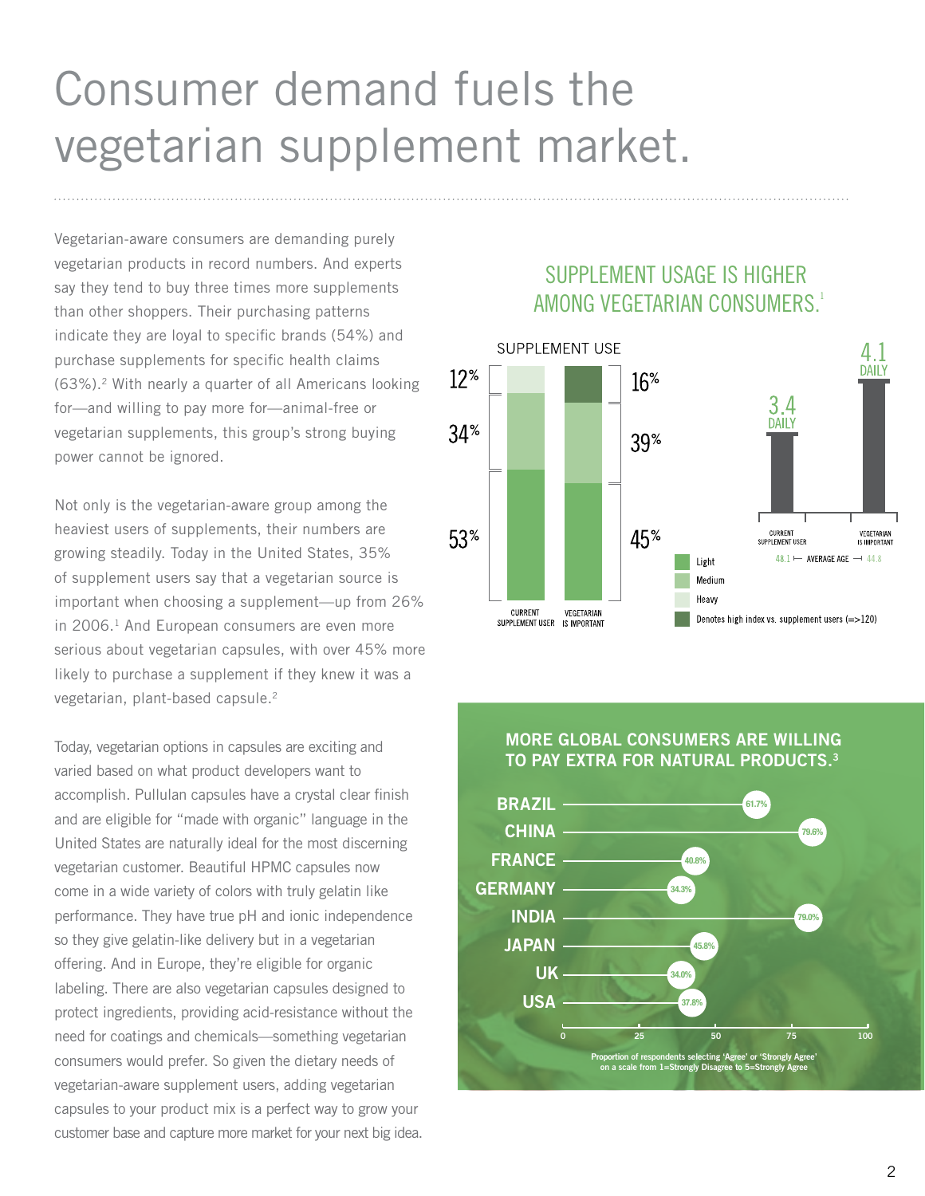# Consumer demand fuels the vegetarian supplement market.

Vegetarian-aware consumers are demanding purely vegetarian products in record numbers. And experts say they tend to buy three times more supplements than other shoppers. Their purchasing patterns indicate they are loyal to specific brands (54%) and purchase supplements for specific health claims (63%).[2] With nearly a quarter of all Americans looking for—and willing to pay more for—animal-free or vegetarian supplements, this group's strong buying power cannot be ignored.

Not only is the vegetarian-aware group among the heaviest users of supplements, their numbers are growing steadily. Today in the United States, 35% of supplement users say that a vegetarian source is important when choosing a supplement—up from 26% in 2006.[1] And European consumers are even more serious about vegetarian capsules, with over 45% more likely to purchase a supplement if they knew it was a vegetarian, plant-based capsule.[2]

Today, vegetarian options in capsules are exciting and varied based on what product developers want to accomplish. Pullulan capsules have a crystal clear finish and are eligible for "made with organic" language in the United States are naturally ideal for the most discerning vegetarian customer. Beautiful HPMC capsules now come in a wide variety of colors with truly gelatin like performance. They have true pH and ionic independence so they give gelatin-like delivery but in a vegetarian offering. And in Europe, they're eligible for organic labeling. There are also vegetarian capsules designed to protect ingredients, providing acid-resistance without the need for coatings and chemicals—something vegetarian consumers would prefer. So given the dietary needs of vegetarian-aware supplement users, adding vegetarian capsules to your product mix is a perfect way to grow your customer base and capture more market for your next big idea.

## SUPPLEMENT USAGE IS HIGHER AMONG VEGETARIAN CONSUMERS.[1]

SUPPLEMENT USE

| | Current Supplement User | Vegetarian Is Important |
|---|---|---|
| Heavy | 12% | 16% |
| Medium | 34% | 39% |
| Light | 53% | 45% |
| Daily | 3.4 | 4.1 |
| Average Age | 48.1 | 44.8 |

Legend: Light; Medium; Heavy; Denotes high index vs. supplement users (=>120)

## MORE GLOBAL CONSUMERS ARE WILLING TO PAY EXTRA FOR NATURAL PRODUCTS.[3]

| Country | Percentage |
|---|---|
| BRAZIL | 61.7% |
| CHINA | 79.6% |
| FRANCE | 40.8% |
| GERMANY | 34.3% |
| INDIA | 79.0% |
| JAPAN | 45.8% |
| UK | 34.0% |
| USA | 37.8% |

Proportion of respondents selecting 'Agree' or 'Strongly Agree' on a scale from 1=Strongly Disagree to 5=Strongly Agree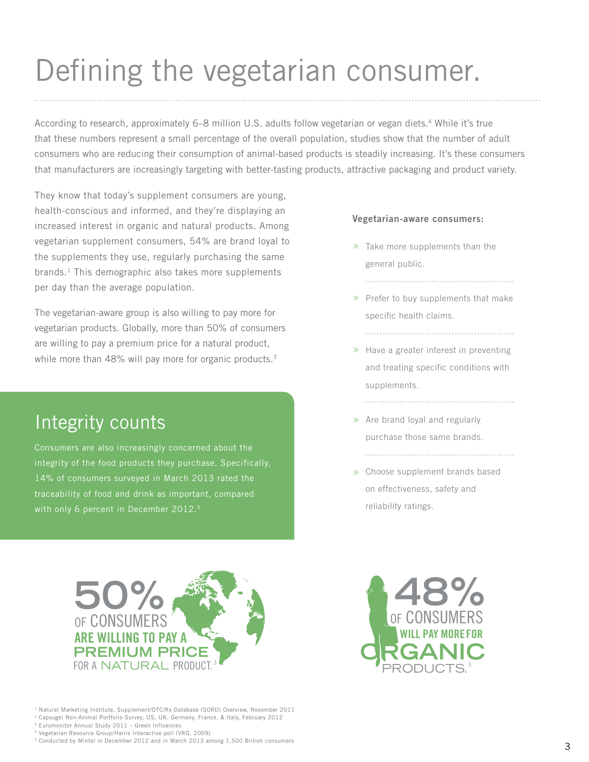# Defining the vegetarian consumer.

According to research, approximately 6–8 million U.S. adults follow vegetarian or vegan diets.[4] While it's true that these numbers represent a small percentage of the overall population, studies show that the number of adult consumers who are reducing their consumption of animal-based products is steadily increasing. It's these consumers that manufacturers are increasingly targeting with better-tasting products, attractive packaging and product variety.

They know that today's supplement consumers are young, health-conscious and informed, and they're displaying an increased interest in organic and natural products. Among vegetarian supplement consumers, 54% are brand loyal to the supplements they use, regularly purchasing the same brands.[1] This demographic also takes more supplements per day than the average population.

The vegetarian-aware group is also willing to pay more for vegetarian products. Globally, more than 50% of consumers are willing to pay a premium price for a natural product, while more than 48% will pay more for organic products.[3]

## Integrity counts

Consumers are also increasingly concerned about the integrity of the food products they purchase. Specifically, 14% of consumers surveyed in March 2013 rated the traceability of food and drink as important, compared with only 6 percent in December 2012.[5]

**Vegetarian-aware consumers:**

- Take more supplements than the general public.
- Prefer to buy supplements that make specific health claims.
- Have a greater interest in preventing and treating specific conditions with supplements.
- Are brand loyal and regularly purchase those same brands.
- Choose supplement brands based on effectiveness, safety and reliability ratings.

**50%** OF CONSUMERS ARE WILLING TO PAY A PREMIUM PRICE FOR A NATURAL PRODUCT.[3]

**48%** OF CONSUMERS WILL PAY MORE FOR ORGANIC PRODUCTS.[3]

[1] Natural Marketing Institute, Supplement/OTC/Rx Database (SORD) Overview, November 2011
[2] Capsugel Non-Animal Portfolio Survey, US, UK, Germany, France, & Italy, February 2012
[3] Euromonitor Annual Study 2011 – Green Influences
[4] Vegetarian Resource Group/Harris Interactive poll (VRG, 2009)
[5] Conducted by Mintel in December 2012 and in March 2013 among 1,500 British consumers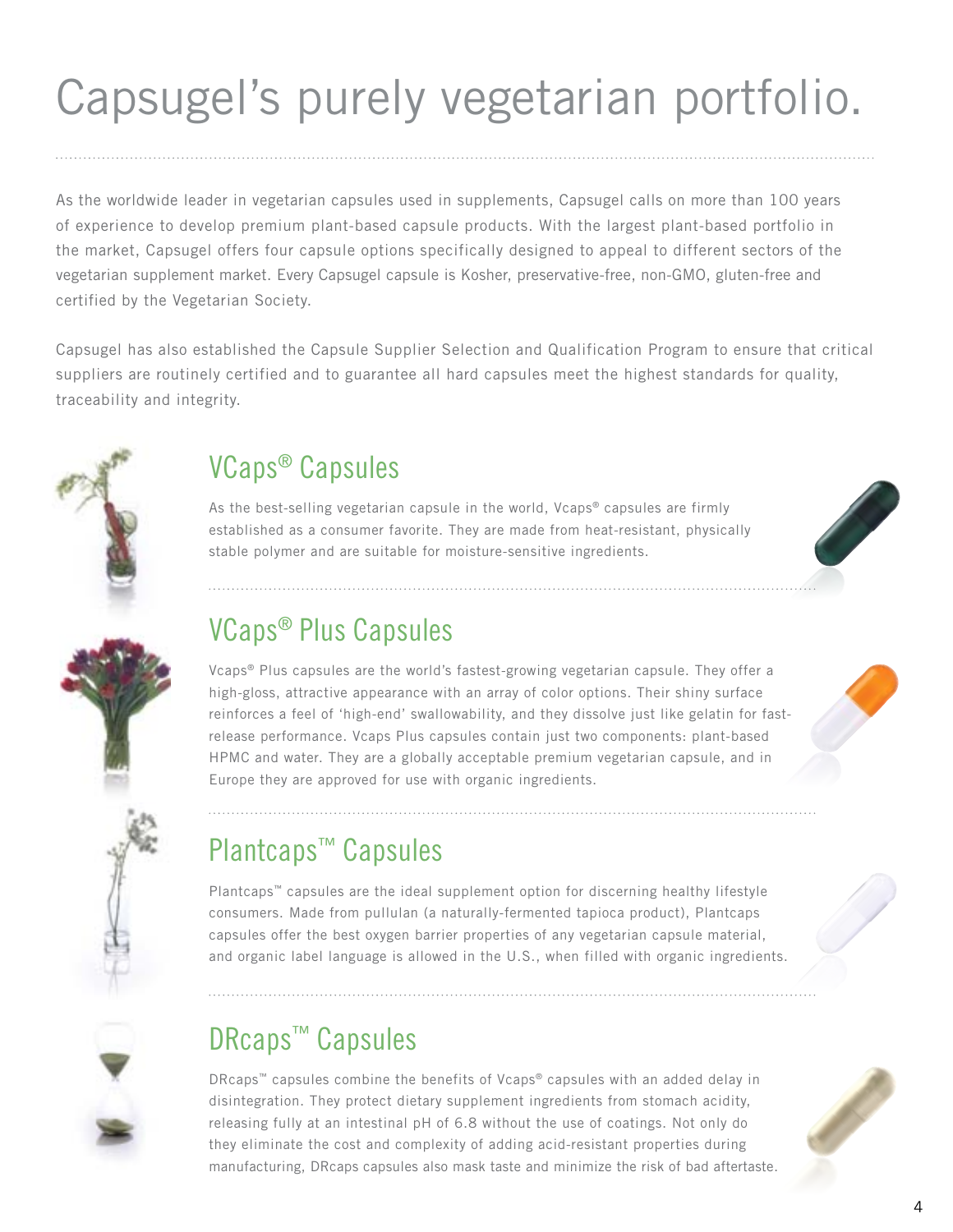# Capsugel's purely vegetarian portfolio.

As the worldwide leader in vegetarian capsules used in supplements, Capsugel calls on more than 100 years of experience to develop premium plant-based capsule products. With the largest plant-based portfolio in the market, Capsugel offers four capsule options specifically designed to appeal to different sectors of the vegetarian supplement market. Every Capsugel capsule is Kosher, preservative-free, non-GMO, gluten-free and certified by the Vegetarian Society.

Capsugel has also established the Capsule Supplier Selection and Qualification Program to ensure that critical suppliers are routinely certified and to guarantee all hard capsules meet the highest standards for quality, traceability and integrity.

## VCaps® Capsules

As the best-selling vegetarian capsule in the world, Vcaps® capsules are firmly established as a consumer favorite. They are made from heat-resistant, physically stable polymer and are suitable for moisture-sensitive ingredients.

## VCaps® Plus Capsules

Vcaps® Plus capsules are the world's fastest-growing vegetarian capsule. They offer a high-gloss, attractive appearance with an array of color options. Their shiny surface reinforces a feel of 'high-end' swallowability, and they dissolve just like gelatin for fast-release performance. Vcaps Plus capsules contain just two components: plant-based HPMC and water. They are a globally acceptable premium vegetarian capsule, and in Europe they are approved for use with organic ingredients.

## Plantcaps™ Capsules

Plantcaps™ capsules are the ideal supplement option for discerning healthy lifestyle consumers. Made from pullulan (a naturally-fermented tapioca product), Plantcaps capsules offer the best oxygen barrier properties of any vegetarian capsule material, and organic label language is allowed in the U.S., when filled with organic ingredients.

## DRcaps™ Capsules

DRcaps™ capsules combine the benefits of Vcaps® capsules with an added delay in disintegration. They protect dietary supplement ingredients from stomach acidity, releasing fully at an intestinal pH of 6.8 without the use of coatings. Not only do they eliminate the cost and complexity of adding acid-resistant properties during manufacturing, DRcaps capsules also mask taste and minimize the risk of bad aftertaste.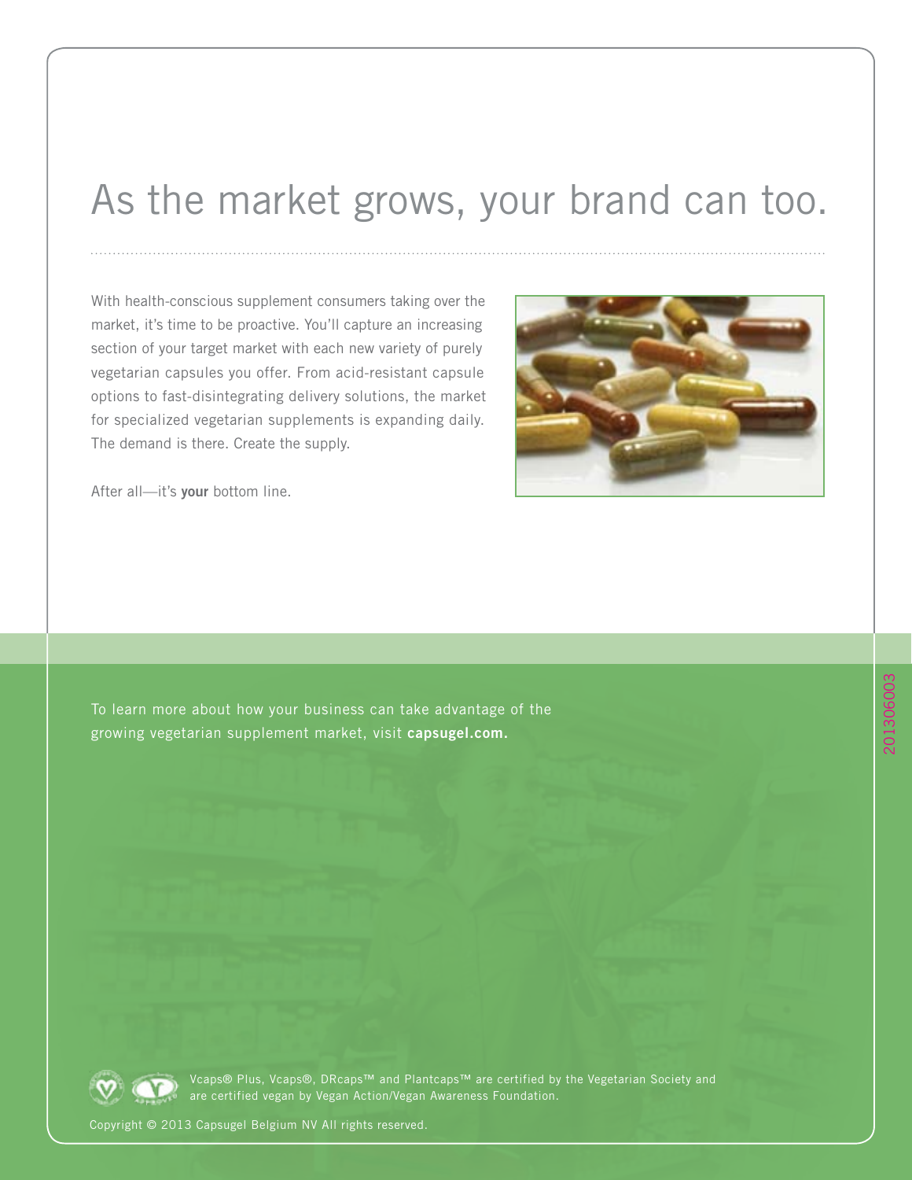# As the market grows, your brand can too.

With health-conscious supplement consumers taking over the market, it's time to be proactive. You'll capture an increasing section of your target market with each new variety of purely vegetarian capsules you offer. From acid-resistant capsule options to fast-disintegrating delivery solutions, the market for specialized vegetarian supplements is expanding daily. The demand is there. Create the supply.

After all—it's **your** bottom line.

To learn more about how your business can take advantage of the growing vegetarian supplement market, visit **capsugel.com.**

Vcaps® Plus, Vcaps®, DRcaps™ and Plantcaps™ are certified by the Vegetarian Society and are certified vegan by Vegan Action/Vegan Awareness Foundation.

Copyright © 2013 Capsugel Belgium NV All rights reserved.

201306003